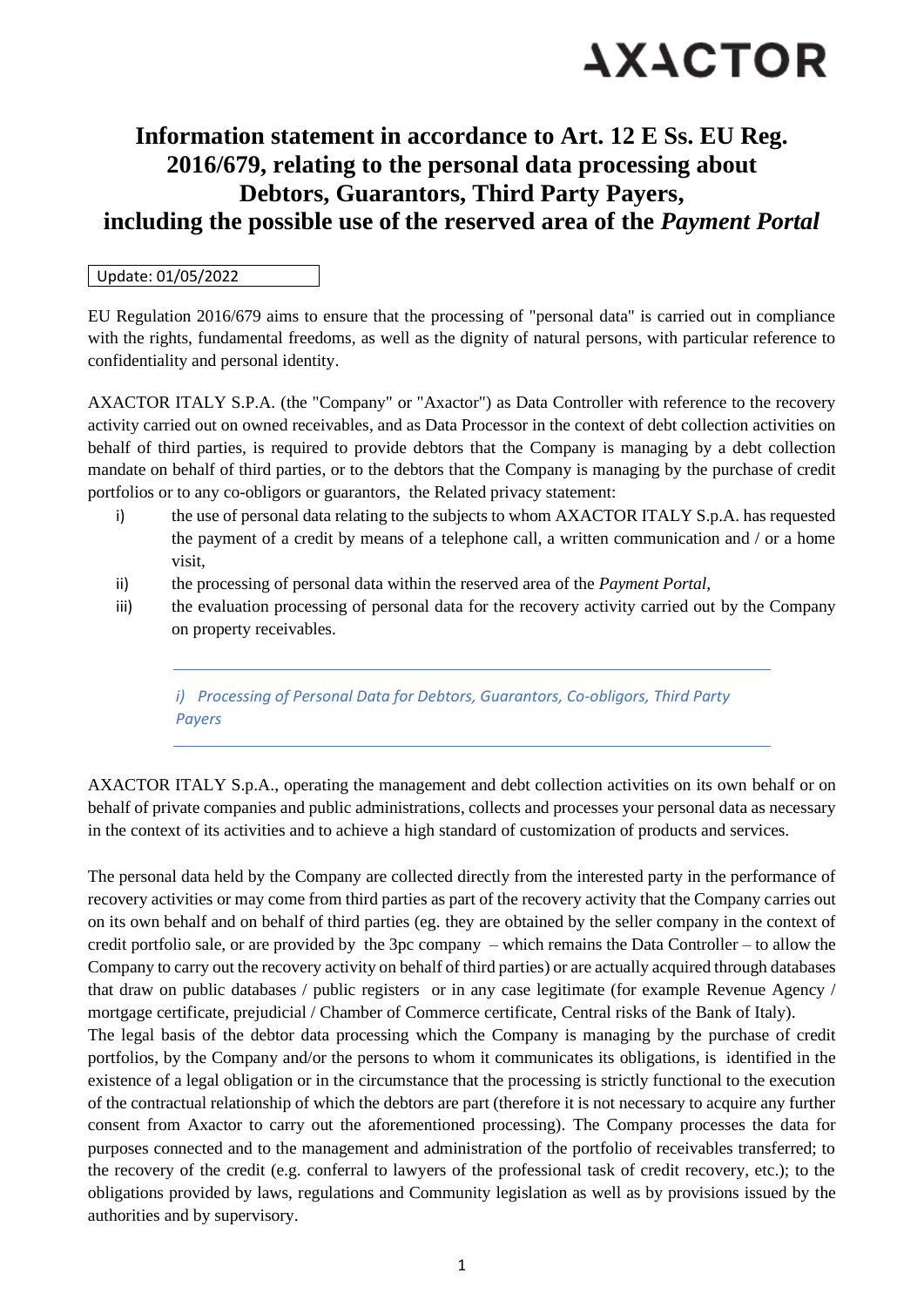# Information statement in accordance to Art. 12 E Ss. EU Reg. 2016/679, relating to the personal data processing about Debtors, Guarantors, Third Party Payers, including the possible use of the reserved area of the *Payment Portal*

Update: 01/05/2022

EU Regulation 2016/679 aims to ensure that the processing of "personal data" is carried out in compliance with the rights, fundamental freedoms, as well as the dignity of natural persons, with particular reference to confidentiality and personal identity.

AXACTOR ITALY S.P.A. (the "Company" or "Axactor") as Data Controller with reference to the recovery activity carried out on owned receivables, and as Data Processor in the context of debt collection activities on behalf of third parties, is required to provide debtors that the Company is managing by a debt collection mandate on behalf of third parties, or to the debtors that the Company is managing by the purchase of credit portfolios or to any co-obligors or guarantors, the Related privacy statement:

i) the use of personal data relating to the subjects to whom AXACTOR ITALY S.p.A. has requested the payment of a credit by means of a telephone call, a written communication and / or a home visit,
ii) the processing of personal data within the reserved area of the *Payment Portal*,
iii) the evaluation processing of personal data for the recovery activity carried out by the Company on property receivables.

## *i) Processing of Personal Data for Debtors, Guarantors, Co-obligors, Third Party Payers*

AXACTOR ITALY S.p.A., operating the management and debt collection activities on its own behalf or on behalf of private companies and public administrations, collects and processes your personal data as necessary in the context of its activities and to achieve a high standard of customization of products and services.

The personal data held by the Company are collected directly from the interested party in the performance of recovery activities or may come from third parties as part of the recovery activity that the Company carries out on its own behalf and on behalf of third parties (eg. they are obtained by the seller company in the context of credit portfolio sale, or are provided by the 3pc company – which remains the Data Controller – to allow the Company to carry out the recovery activity on behalf of third parties) or are actually acquired through databases that draw on public databases / public registers or in any case legitimate (for example Revenue Agency / mortgage certificate, prejudicial / Chamber of Commerce certificate, Central risks of the Bank of Italy).

The legal basis of the debtor data processing which the Company is managing by the purchase of credit portfolios, by the Company and/or the persons to whom it communicates its obligations, is identified in the existence of a legal obligation or in the circumstance that the processing is strictly functional to the execution of the contractual relationship of which the debtors are part (therefore it is not necessary to acquire any further consent from Axactor to carry out the aforementioned processing). The Company processes the data for purposes connected and to the management and administration of the portfolio of receivables transferred; to the recovery of the credit (e.g. conferral to lawyers of the professional task of credit recovery, etc.); to the obligations provided by laws, regulations and Community legislation as well as by provisions issued by the authorities and by supervisory.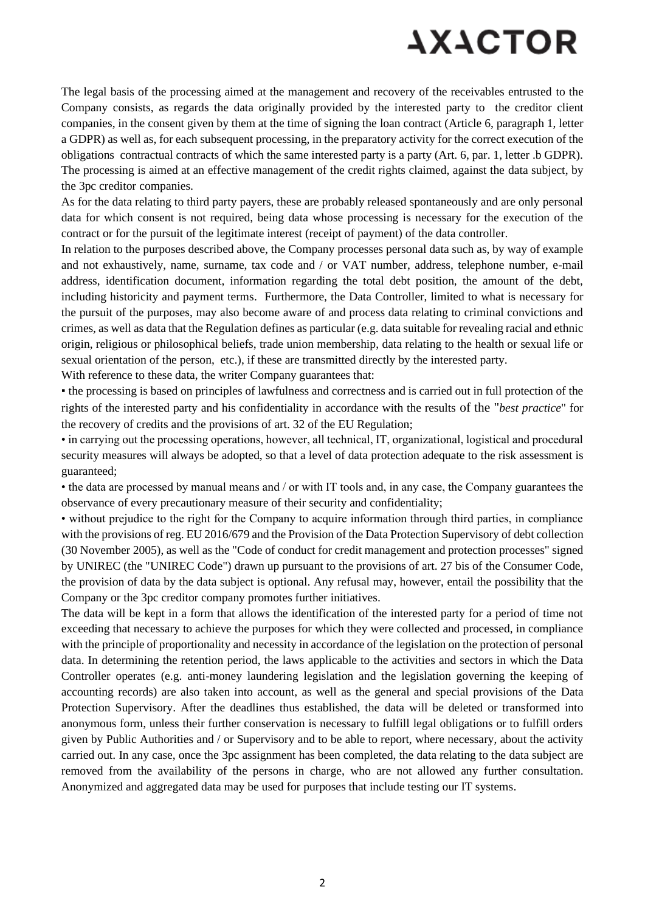The legal basis of the processing aimed at the management and recovery of the receivables entrusted to the Company consists, as regards the data originally provided by the interested party to the creditor client companies, in the consent given by them at the time of signing the loan contract (Article 6, paragraph 1, letter a GDPR) as well as, for each subsequent processing, in the preparatory activity for the correct execution of the obligations contractual contracts of which the same interested party is a party (Art. 6, par. 1, letter .b GDPR). The processing is aimed at an effective management of the credit rights claimed, against the data subject, by the 3pc creditor companies.

As for the data relating to third party payers, these are probably released spontaneously and are only personal data for which consent is not required, being data whose processing is necessary for the execution of the contract or for the pursuit of the legitimate interest (receipt of payment) of the data controller.

In relation to the purposes described above, the Company processes personal data such as, by way of example and not exhaustively, name, surname, tax code and / or VAT number, address, telephone number, e-mail address, identification document, information regarding the total debt position, the amount of the debt, including historicity and payment terms. Furthermore, the Data Controller, limited to what is necessary for the pursuit of the purposes, may also become aware of and process data relating to criminal convictions and crimes, as well as data that the Regulation defines as particular (e.g. data suitable for revealing racial and ethnic origin, religious or philosophical beliefs, trade union membership, data relating to the health or sexual life or sexual orientation of the person, etc.), if these are transmitted directly by the interested party.

With reference to these data, the writer Company guarantees that:

- the processing is based on principles of lawfulness and correctness and is carried out in full protection of the rights of the interested party and his confidentiality in accordance with the results of the "*best practice*" for the recovery of credits and the provisions of art. 32 of the EU Regulation;
- in carrying out the processing operations, however, all technical, IT, organizational, logistical and procedural security measures will always be adopted, so that a level of data protection adequate to the risk assessment is guaranteed;
- the data are processed by manual means and / or with IT tools and, in any case, the Company guarantees the observance of every precautionary measure of their security and confidentiality;
- without prejudice to the right for the Company to acquire information through third parties, in compliance with the provisions of reg. EU 2016/679 and the Provision of the Data Protection Supervisory of debt collection (30 November 2005), as well as the "Code of conduct for credit management and protection processes" signed by UNIREC (the "UNIREC Code") drawn up pursuant to the provisions of art. 27 bis of the Consumer Code, the provision of data by the data subject is optional. Any refusal may, however, entail the possibility that the Company or the 3pc creditor company promotes further initiatives.

The data will be kept in a form that allows the identification of the interested party for a period of time not exceeding that necessary to achieve the purposes for which they were collected and processed, in compliance with the principle of proportionality and necessity in accordance of the legislation on the protection of personal data. In determining the retention period, the laws applicable to the activities and sectors in which the Data Controller operates (e.g. anti-money laundering legislation and the legislation governing the keeping of accounting records) are also taken into account, as well as the general and special provisions of the Data Protection Supervisory. After the deadlines thus established, the data will be deleted or transformed into anonymous form, unless their further conservation is necessary to fulfill legal obligations or to fulfill orders given by Public Authorities and / or Supervisory and to be able to report, where necessary, about the activity carried out. In any case, once the 3pc assignment has been completed, the data relating to the data subject are removed from the availability of the persons in charge, who are not allowed any further consultation. Anonymized and aggregated data may be used for purposes that include testing our IT systems.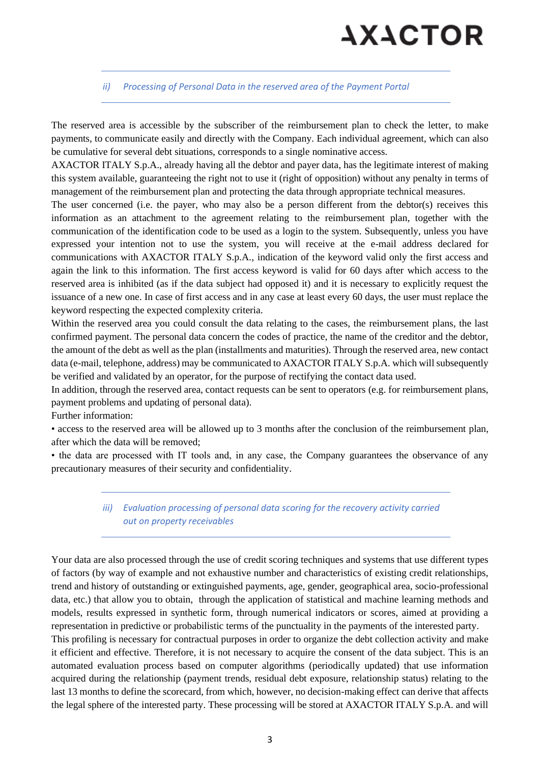### *ii) Processing of Personal Data in the reserved area of the Payment Portal*

The reserved area is accessible by the subscriber of the reimbursement plan to check the letter, to make payments, to communicate easily and directly with the Company. Each individual agreement, which can also be cumulative for several debt situations, corresponds to a single nominative access.
AXACTOR ITALY S.p.A., already having all the debtor and payer data, has the legitimate interest of making this system available, guaranteeing the right not to use it (right of opposition) without any penalty in terms of management of the reimbursement plan and protecting the data through appropriate technical measures.
The user concerned (i.e. the payer, who may also be a person different from the debtor(s) receives this information as an attachment to the agreement relating to the reimbursement plan, together with the communication of the identification code to be used as a login to the system. Subsequently, unless you have expressed your intention not to use the system, you will receive at the e-mail address declared for communications with AXACTOR ITALY S.p.A., indication of the keyword valid only the first access and again the link to this information. The first access keyword is valid for 60 days after which access to the reserved area is inhibited (as if the data subject had opposed it) and it is necessary to explicitly request the issuance of a new one. In case of first access and in any case at least every 60 days, the user must replace the keyword respecting the expected complexity criteria.
Within the reserved area you could consult the data relating to the cases, the reimbursement plans, the last confirmed payment. The personal data concern the codes of practice, the name of the creditor and the debtor, the amount of the debt as well as the plan (installments and maturities). Through the reserved area, new contact data (e-mail, telephone, address) may be communicated to AXACTOR ITALY S.p.A. which will subsequently be verified and validated by an operator, for the purpose of rectifying the contact data used.
In addition, through the reserved area, contact requests can be sent to operators (e.g. for reimbursement plans, payment problems and updating of personal data).
Further information:

- access to the reserved area will be allowed up to 3 months after the conclusion of the reimbursement plan, after which the data will be removed;
- the data are processed with IT tools and, in any case, the Company guarantees the observance of any precautionary measures of their security and confidentiality.

### *iii) Evaluation processing of personal data scoring for the recovery activity carried out on property receivables*

Your data are also processed through the use of credit scoring techniques and systems that use different types of factors (by way of example and not exhaustive number and characteristics of existing credit relationships, trend and history of outstanding or extinguished payments, age, gender, geographical area, socio-professional data, etc.) that allow you to obtain, through the application of statistical and machine learning methods and models, results expressed in synthetic form, through numerical indicators or scores, aimed at providing a representation in predictive or probabilistic terms of the punctuality in the payments of the interested party.
This profiling is necessary for contractual purposes in order to organize the debt collection activity and make it efficient and effective. Therefore, it is not necessary to acquire the consent of the data subject. This is an automated evaluation process based on computer algorithms (periodically updated) that use information acquired during the relationship (payment trends, residual debt exposure, relationship status) relating to the last 13 months to define the scorecard, from which, however, no decision-making effect can derive that affects the legal sphere of the interested party. These processing will be stored at AXACTOR ITALY S.p.A. and will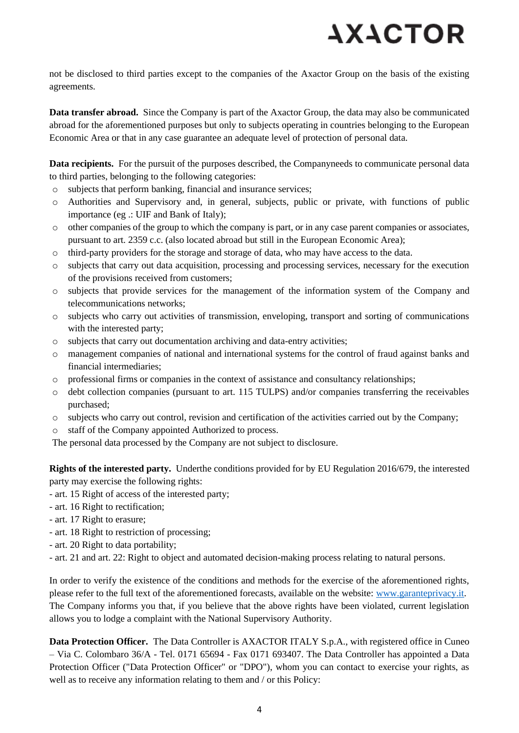not be disclosed to third parties except to the companies of the Axactor Group on the basis of the existing agreements.

**Data transfer abroad.** Since the Company is part of the Axactor Group, the data may also be communicated abroad for the aforementioned purposes but only to subjects operating in countries belonging to the European Economic Area or that in any case guarantee an adequate level of protection of personal data.

**Data recipients.** For the pursuit of the purposes described, the Companyneeds to communicate personal data to third parties, belonging to the following categories:

- subjects that perform banking, financial and insurance services;
- Authorities and Supervisory and, in general, subjects, public or private, with functions of public importance (eg .: UIF and Bank of Italy);
- other companies of the group to which the company is part, or in any case parent companies or associates, pursuant to art. 2359 c.c. (also located abroad but still in the European Economic Area);
- third-party providers for the storage and storage of data, who may have access to the data.
- subjects that carry out data acquisition, processing and processing services, necessary for the execution of the provisions received from customers;
- subjects that provide services for the management of the information system of the Company and telecommunications networks;
- subjects who carry out activities of transmission, enveloping, transport and sorting of communications with the interested party;
- subjects that carry out documentation archiving and data-entry activities;
- management companies of national and international systems for the control of fraud against banks and financial intermediaries;
- professional firms or companies in the context of assistance and consultancy relationships;
- debt collection companies (pursuant to art. 115 TULPS) and/or companies transferring the receivables purchased;
- subjects who carry out control, revision and certification of the activities carried out by the Company;
- staff of the Company appointed Authorized to process.

The personal data processed by the Company are not subject to disclosure.

**Rights of the interested party.** Underthe conditions provided for by EU Regulation 2016/679, the interested party may exercise the following rights:

- art. 15 Right of access of the interested party;
- art. 16 Right to rectification;
- art. 17 Right to erasure;
- art. 18 Right to restriction of processing;
- art. 20 Right to data portability;
- art. 21 and art. 22: Right to object and automated decision-making process relating to natural persons.

In order to verify the existence of the conditions and methods for the exercise of the aforementioned rights, please refer to the full text of the aforementioned forecasts, available on the website: [www.garanteprivacy.it](http://www.garanteprivacy.it). The Company informs you that, if you believe that the above rights have been violated, current legislation allows you to lodge a complaint with the National Supervisory Authority.

**Data Protection Officer.** The Data Controller is AXACTOR ITALY S.p.A., with registered office in Cuneo – Via C. Colombaro 36/A - Tel. 0171 65694 - Fax 0171 693407. The Data Controller has appointed a Data Protection Officer ("Data Protection Officer" or "DPO"), whom you can contact to exercise your rights, as well as to receive any information relating to them and / or this Policy: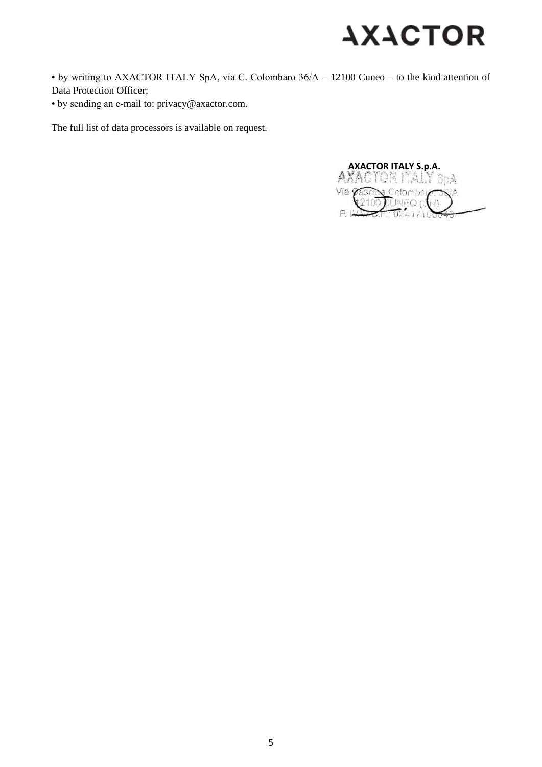• by writing to AXACTOR ITALY SpA, via C. Colombaro 36/A – 12100 Cuneo – to the kind attention of Data Protection Officer;

• by sending an e-mail to: privacy@axactor.com.

The full list of data processors is available on request.

**AXACTOR ITALY S.p.A.**

AXACTOR ITALY SpA
Via Cascina Colombaro 36/A
12100 CUNEO (CN)
P. IVA C.F.: 02417100043